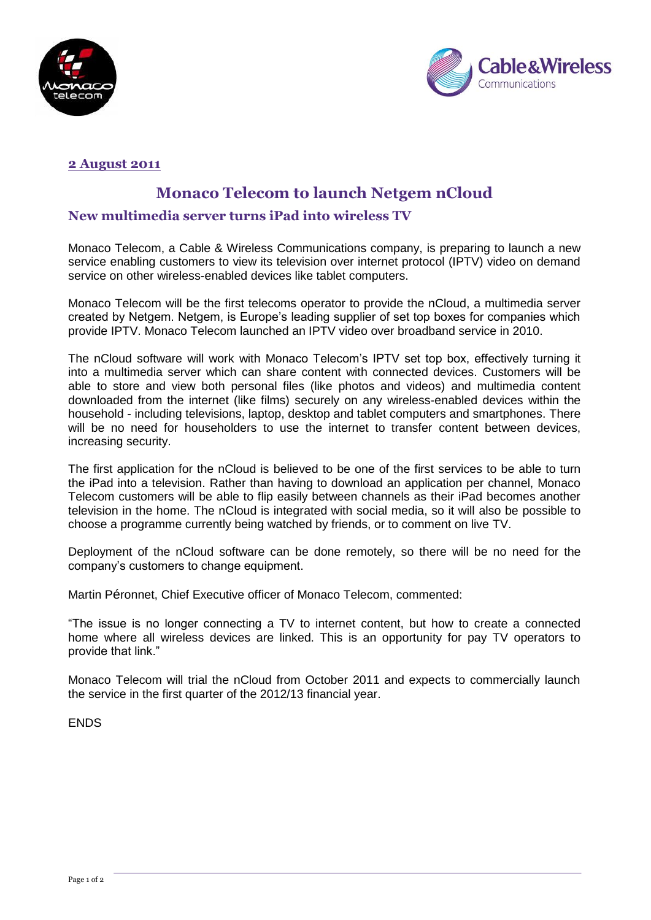**2 August 2011**

# Monaco Telecom to launch Netgem nCloud

## New multimedia server turns iPad into wireless TV

Monaco Telecom, a Cable & Wireless Communications company, is preparing to launch a new service enabling customers to view its television over internet protocol (IPTV) video on demand service on other wireless-enabled devices like tablet computers.

Monaco Telecom will be the first telecoms operator to provide the nCloud, a multimedia server created by Netgem. Netgem, is Europe's leading supplier of set top boxes for companies which provide IPTV. Monaco Telecom launched an IPTV video over broadband service in 2010.

The nCloud software will work with Monaco Telecom's IPTV set top box, effectively turning it into a multimedia server which can share content with connected devices. Customers will be able to store and view both personal files (like photos and videos) and multimedia content downloaded from the internet (like films) securely on any wireless-enabled devices within the household - including televisions, laptop, desktop and tablet computers and smartphones. There will be no need for householders to use the internet to transfer content between devices, increasing security.

The first application for the nCloud is believed to be one of the first services to be able to turn the iPad into a television. Rather than having to download an application per channel, Monaco Telecom customers will be able to flip easily between channels as their iPad becomes another television in the home. The nCloud is integrated with social media, so it will also be possible to choose a programme currently being watched by friends, or to comment on live TV.

Deployment of the nCloud software can be done remotely, so there will be no need for the company's customers to change equipment.

Martin Péronnet, Chief Executive officer of Monaco Telecom, commented:

"The issue is no longer connecting a TV to internet content, but how to create a connected home where all wireless devices are linked. This is an opportunity for pay TV operators to provide that link."

Monaco Telecom will trial the nCloud from October 2011 and expects to commercially launch the service in the first quarter of the 2012/13 financial year.

ENDS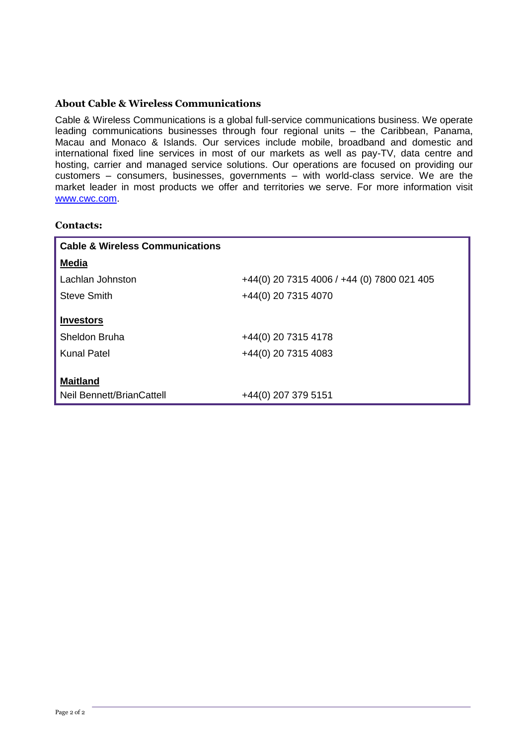### About Cable & Wireless Communications

Cable & Wireless Communications is a global full-service communications business. We operate leading communications businesses through four regional units – the Caribbean, Panama, Macau and Monaco & Islands. Our services include mobile, broadband and domestic and international fixed line services in most of our markets as well as pay-TV, data centre and hosting, carrier and managed service solutions. Our operations are focused on providing our customers – consumers, businesses, governments – with world-class service. We are the market leader in most products we offer and territories we serve. For more information visit www.cwc.com.

### Contacts:

| | |
|---|---|
| **Cable & Wireless Communications** | |
| **Media** | |
| Lachlan Johnston | +44(0) 20 7315 4006 / +44 (0) 7800 021 405 |
| Steve Smith | +44(0) 20 7315 4070 |
| **Investors** | |
| Sheldon Bruha | +44(0) 20 7315 4178 |
| Kunal Patel | +44(0) 20 7315 4083 |
| **Maitland** | |
| Neil Bennett/BrianCattell | +44(0) 207 379 5151 |